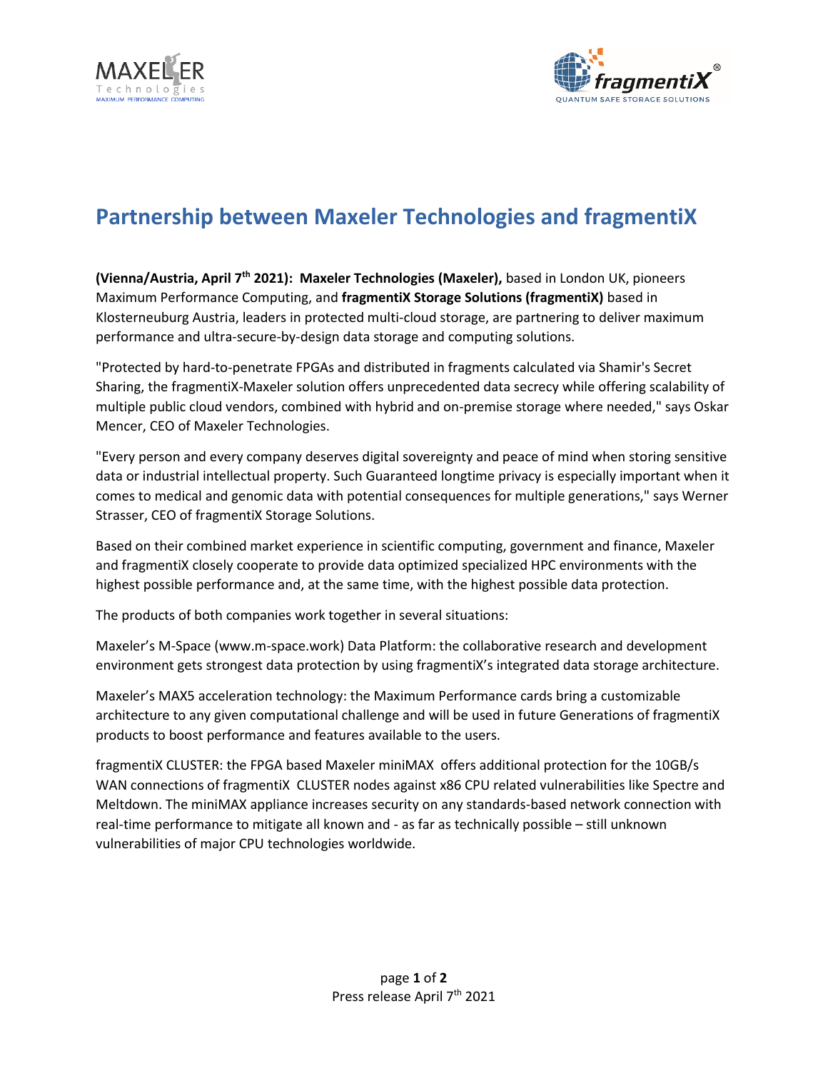# Partnership between Maxeler Technologies and fragmentiX

**(Vienna/Austria, April 7th 2021): Maxeler Technologies (Maxeler),** based in London UK, pioneers Maximum Performance Computing, and **fragmentiX Storage Solutions (fragmentiX)** based in Klosterneuburg Austria, leaders in protected multi-cloud storage, are partnering to deliver maximum performance and ultra-secure-by-design data storage and computing solutions.

"Protected by hard-to-penetrate FPGAs and distributed in fragments calculated via Shamir's Secret Sharing, the fragmentiX-Maxeler solution offers unprecedented data secrecy while offering scalability of multiple public cloud vendors, combined with hybrid and on-premise storage where needed," says Oskar Mencer, CEO of Maxeler Technologies.

"Every person and every company deserves digital sovereignty and peace of mind when storing sensitive data or industrial intellectual property. Such Guaranteed longtime privacy is especially important when it comes to medical and genomic data with potential consequences for multiple generations," says Werner Strasser, CEO of fragmentiX Storage Solutions.

Based on their combined market experience in scientific computing, government and finance, Maxeler and fragmentiX closely cooperate to provide data optimized specialized HPC environments with the highest possible performance and, at the same time, with the highest possible data protection.

The products of both companies work together in several situations:

Maxeler's M-Space (www.m-space.work) Data Platform: the collaborative research and development environment gets strongest data protection by using fragmentiX's integrated data storage architecture.

Maxeler's MAX5 acceleration technology: the Maximum Performance cards bring a customizable architecture to any given computational challenge and will be used in future Generations of fragmentiX products to boost performance and features available to the users.

fragmentiX CLUSTER: the FPGA based Maxeler miniMAX offers additional protection for the 10GB/s WAN connections of fragmentiX CLUSTER nodes against x86 CPU related vulnerabilities like Spectre and Meltdown. The miniMAX appliance increases security on any standards-based network connection with real-time performance to mitigate all known and - as far as technically possible – still unknown vulnerabilities of major CPU technologies worldwide.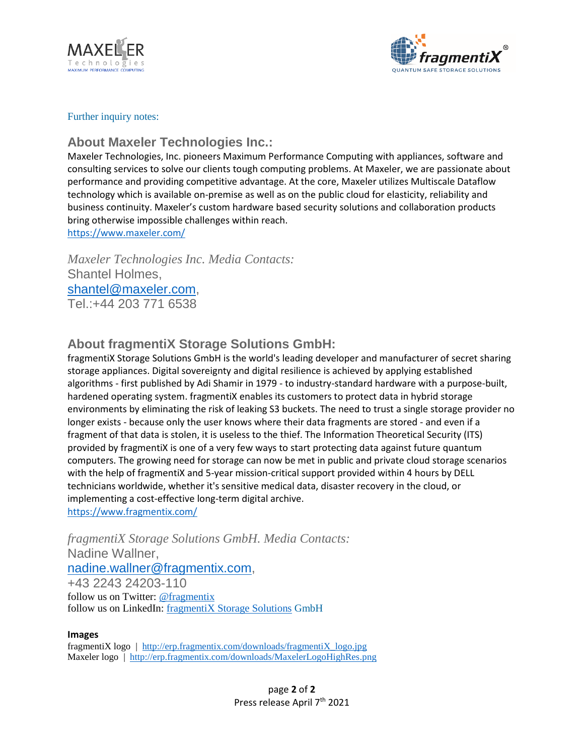Further inquiry notes:

## About Maxeler Technologies Inc.:

Maxeler Technologies, Inc. pioneers Maximum Performance Computing with appliances, software and consulting services to solve our clients tough computing problems. At Maxeler, we are passionate about performance and providing competitive advantage. At the core, Maxeler utilizes Multiscale Dataflow technology which is available on-premise as well as on the public cloud for elasticity, reliability and business continuity. Maxeler's custom hardware based security solutions and collaboration products bring otherwise impossible challenges within reach.
https://www.maxeler.com/

*Maxeler Technologies Inc. Media Contacts:*
Shantel Holmes,
shantel@maxeler.com,
Tel.:+44 203 771 6538

## About fragmentiX Storage Solutions GmbH:

fragmentiX Storage Solutions GmbH is the world's leading developer and manufacturer of secret sharing storage appliances. Digital sovereignty and digital resilience is achieved by applying established algorithms - first published by Adi Shamir in 1979 - to industry-standard hardware with a purpose-built, hardened operating system. fragmentiX enables its customers to protect data in hybrid storage environments by eliminating the risk of leaking S3 buckets. The need to trust a single storage provider no longer exists - because only the user knows where their data fragments are stored - and even if a fragment of that data is stolen, it is useless to the thief. The Information Theoretical Security (ITS) provided by fragmentiX is one of a very few ways to start protecting data against future quantum computers. The growing need for storage can now be met in public and private cloud storage scenarios with the help of fragmentiX and 5-year mission-critical support provided within 4 hours by DELL technicians worldwide, whether it's sensitive medical data, disaster recovery in the cloud, or implementing a cost-effective long-term digital archive.
https://www.fragmentix.com/

*fragmentiX Storage Solutions GmbH. Media Contacts:*
Nadine Wallner,
nadine.wallner@fragmentix.com,
+43 2243 24203-110
follow us on Twitter: @fragmentix
follow us on LinkedIn: fragmentiX Storage Solutions GmbH

**Images**
fragmentiX logo | http://erp.fragmentix.com/downloads/fragmentiX_logo.jpg
Maxeler logo | http://erp.fragmentix.com/downloads/MaxelerLogoHighRes.png

Press release April 7th 2021